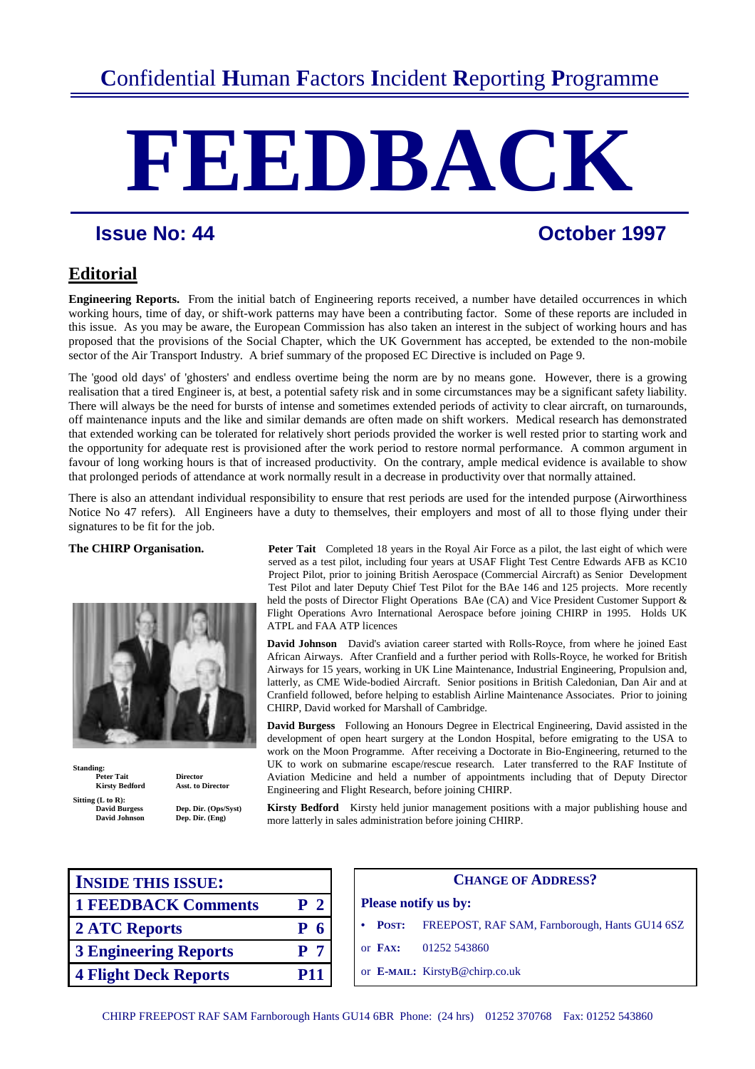# Confidential Human Factors Incident Reporting Programme

# FEEDBACK

**Issue No: 44** **October 1997**

## Editorial

**Engineering Reports.** From the initial batch of Engineering reports received, a number have detailed occurrences in which working hours, time of day, or shift-work patterns may have been a contributing factor. Some of these reports are included in this issue. As you may be aware, the European Commission has also taken an interest in the subject of working hours and has proposed that the provisions of the Social Chapter, which the UK Government has accepted, be extended to the non-mobile sector of the Air Transport Industry. A brief summary of the proposed EC Directive is included on Page 9.

The 'good old days' of 'ghosters' and endless overtime being the norm are by no means gone. However, there is a growing realisation that a tired Engineer is, at best, a potential safety risk and in some circumstances may be a significant safety liability. There will always be the need for bursts of intense and sometimes extended periods of activity to clear aircraft, on turnarounds, off maintenance inputs and the like and similar demands are often made on shift workers. Medical research has demonstrated that extended working can be tolerated for relatively short periods provided the worker is well rested prior to starting work and the opportunity for adequate rest is provisioned after the work period to restore normal performance. A common argument in favour of long working hours is that of increased productivity. On the contrary, ample medical evidence is available to show that prolonged periods of attendance at work normally result in a decrease in productivity over that normally attained.

There is also an attendant individual responsibility to ensure that rest periods are used for the intended purpose (Airworthiness Notice No 47 refers). All Engineers have a duty to themselves, their employers and most of all to those flying under their signatures to be fit for the job.

**The CHIRP Organisation.**

**Standing:**

| | |
|---|---|
| Peter Tait | Director |
| Kirsty Bedford | Asst. to Director |

**Sitting (L to R):**

| | |
|---|---|
| David Burgess | Dep. Dir. (Ops/Syst) |
| David Johnson | Dep. Dir. (Eng) |

**Peter Tait** Completed 18 years in the Royal Air Force as a pilot, the last eight of which were served as a test pilot, including four years at USAF Flight Test Centre Edwards AFB as KC10 Project Pilot, prior to joining British Aerospace (Commercial Aircraft) as Senior Development Test Pilot and later Deputy Chief Test Pilot for the BAe 146 and 125 projects. More recently held the posts of Director Flight Operations BAe (CA) and Vice President Customer Support & Flight Operations Avro International Aerospace before joining CHIRP in 1995. Holds UK ATPL and FAA ATP licences

**David Johnson** David's aviation career started with Rolls-Royce, from where he joined East African Airways. After Cranfield and a further period with Rolls-Royce, he worked for British Airways for 15 years, working in UK Line Maintenance, Industrial Engineering, Propulsion and, latterly, as CME Wide-bodied Aircraft. Senior positions in British Caledonian, Dan Air and at Cranfield followed, before helping to establish Airline Maintenance Associates. Prior to joining CHIRP, David worked for Marshall of Cambridge.

**David Burgess** Following an Honours Degree in Electrical Engineering, David assisted in the development of open heart surgery at the London Hospital, before emigrating to the USA to work on the Moon Programme. After receiving a Doctorate in Bio-Engineering, returned to the UK to work on submarine escape/rescue research. Later transferred to the RAF Institute of Aviation Medicine and held a number of appointments including that of Deputy Director Engineering and Flight Research, before joining CHIRP.

**Kirsty Bedford** Kirsty held junior management positions with a major publishing house and more latterly in sales administration before joining CHIRP.

| INSIDE THIS ISSUE: | |
|---|---|
| 1 FEEDBACK Comments | P 2 |
| 2 ATC Reports | P 6 |
| 3 Engineering Reports | P 7 |
| 4 Flight Deck Reports | P11 |

**CHANGE OF ADDRESS?**

**Please notify us by:**

- **POST:** FREEPOST, RAF SAM, Farnborough, Hants GU14 6SZ

or **FAX:** 01252 543860

or **E-MAIL:** KirstyB@chirp.co.uk

CHIRP FREEPOST RAF SAM Farnborough Hants GU14 6BR Phone: (24 hrs) 01252 370768 Fax: 01252 543860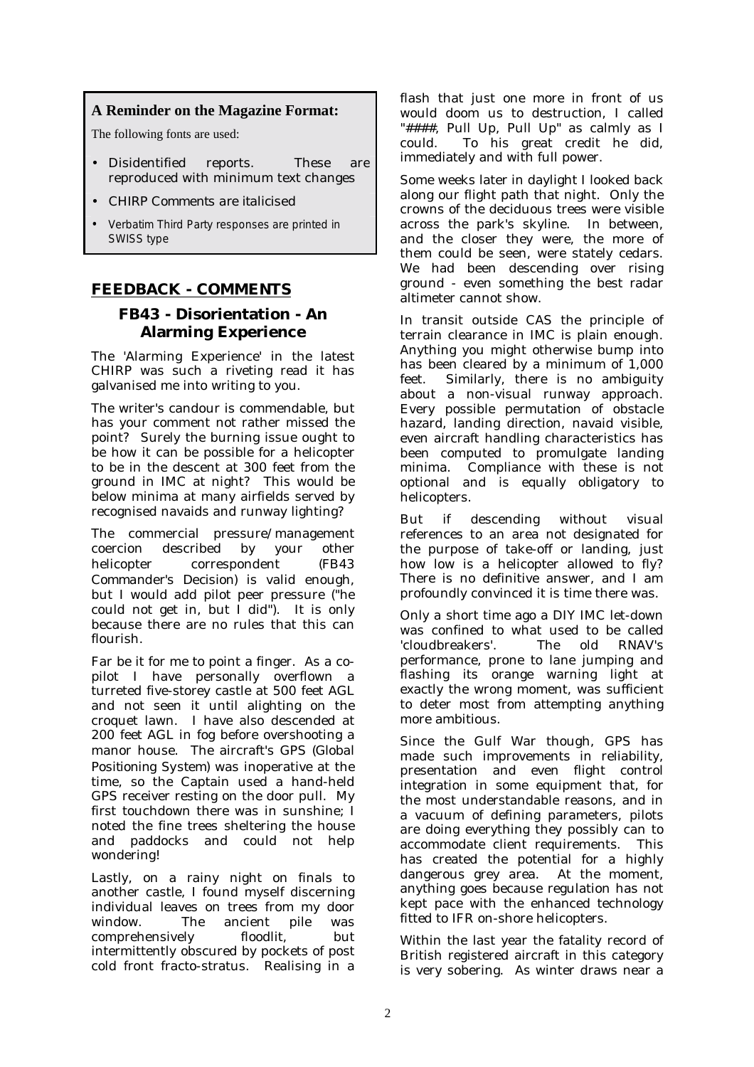**A Reminder on the Magazine Format:**

The following fonts are used:

- Disidentified reports. These are reproduced with minimum text changes
- CHIRP Comments are italicised
- Verbatim Third Party responses are printed in SWISS type

## FEEDBACK - COMMENTS

### FB43 - Disorientation - An Alarming Experience

The 'Alarming Experience' in the latest CHIRP was such a riveting read it has galvanised me into writing to you.

The writer's candour is commendable, but has your comment not rather missed the point? Surely the burning issue ought to be how it can be possible for a helicopter to be in the descent at 300 feet from the ground in IMC at night? This would be below minima at many airfields served by recognised navaids and runway lighting?

The commercial pressure/management coercion described by your other helicopter correspondent (FB43 Commander's Decision) is valid enough, but I would add pilot peer pressure ("he could not get in, but I did"). It is only because there are no rules that this can flourish.

Far be it for me to point a finger. As a co-pilot I have personally overflown a turreted five-storey castle at 500 feet AGL and not seen it until alighting on the croquet lawn. I have also descended at 200 feet AGL in fog before overshooting a manor house. The aircraft's GPS (Global Positioning System) was inoperative at the time, so the Captain used a hand-held GPS receiver resting on the door pull. My first touchdown there was in sunshine; I noted the fine trees sheltering the house and paddocks and could not help wondering!

Lastly, on a rainy night on finals to another castle, I found myself discerning individual leaves on trees from my door window. The ancient pile was comprehensively floodlit, but intermittently obscured by pockets of post cold front fracto-stratus. Realising in a flash that just one more in front of us would doom us to destruction, I called "####, Pull Up, Pull Up" as calmly as I could. To his great credit he did, immediately and with full power.

Some weeks later in daylight I looked back along our flight path that night. Only the crowns of the deciduous trees were visible across the park's skyline. In between, and the closer they were, the more of them could be seen, were stately cedars. We had been descending over rising ground - even something the best radar altimeter cannot show.

In transit outside CAS the principle of terrain clearance in IMC is plain enough. Anything you might otherwise bump into has been cleared by a minimum of 1,000 feet. Similarly, there is no ambiguity about a non-visual runway approach. Every possible permutation of obstacle hazard, landing direction, navaid visible, even aircraft handling characteristics has been computed to promulgate landing minima. Compliance with these is not optional and is equally obligatory to helicopters.

But if descending without visual references to an area not designated for the purpose of take-off or landing, just how low is a helicopter allowed to fly? There is no definitive answer, and I am profoundly convinced it is time there was.

Only a short time ago a DIY IMC let-down was confined to what used to be called 'cloudbreakers'. The old RNAV's performance, prone to lane jumping and flashing its orange warning light at exactly the wrong moment, was sufficient to deter most from attempting anything more ambitious.

Since the Gulf War though, GPS has made such improvements in reliability, presentation and even flight control integration in some equipment that, for the most understandable reasons, and in a vacuum of defining parameters, pilots are doing everything they possibly can to accommodate client requirements. This has created the potential for a highly dangerous grey area. At the moment, anything goes because regulation has not kept pace with the enhanced technology fitted to IFR on-shore helicopters.

Within the last year the fatality record of British registered aircraft in this category is very sobering. As winter draws near a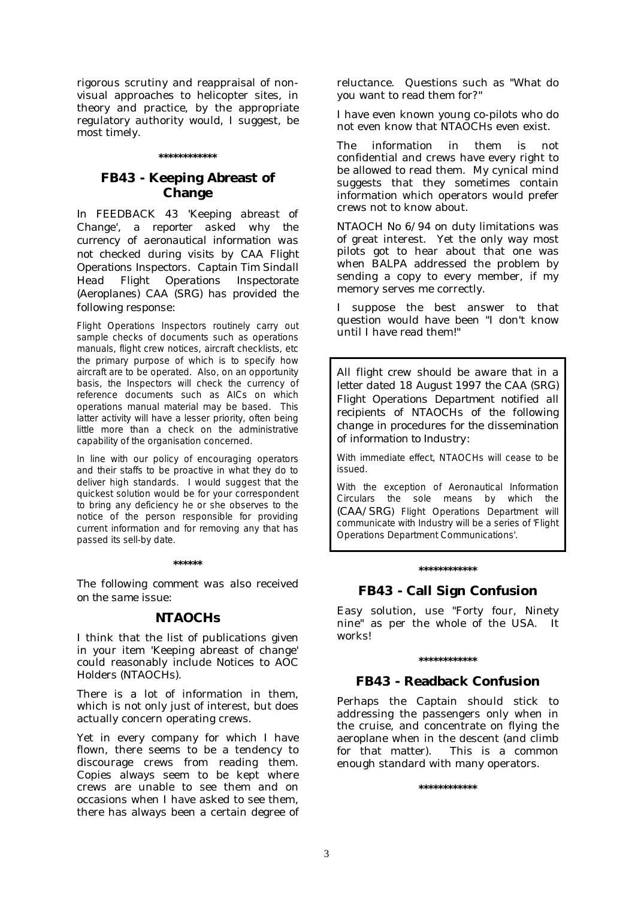rigorous scrutiny and reappraisal of non-visual approaches to helicopter sites, in theory and practice, by the appropriate regulatory authority would, I suggest, be most timely.

************

## FB43 - Keeping Abreast of Change

In FEEDBACK 43 'Keeping abreast of Change', a reporter asked why the currency of aeronautical information was not checked during visits by CAA Flight Operations Inspectors. Captain Tim Sindall Head Flight Operations Inspectorate (Aeroplanes) CAA (SRG) has provided the following response:

Flight Operations Inspectors routinely carry out sample checks of documents such as operations manuals, flight crew notices, aircraft checklists, etc the primary purpose of which is to specify how aircraft are to be operated. Also, on an opportunity basis, the Inspectors will check the currency of reference documents such as AICs on which operations manual material may be based. This latter activity will have a lesser priority, often being little more than a check on the administrative capability of the organisation concerned.

In line with our policy of encouraging operators and their staffs to be proactive in what they do to deliver high standards. I would suggest that the quickest solution would be for your correspondent to bring any deficiency he or she observes to the notice of the person responsible for providing current information and for removing any that has passed its sell-by date.

******

The following comment was also received on the same issue:

### NTAOCHs

I think that the list of publications given in your item 'Keeping abreast of change' could reasonably include Notices to AOC Holders (NTAOCHs).

There is a lot of information in them, which is not only just of interest, but does actually concern operating crews.

Yet in every company for which I have flown, there seems to be a tendency to discourage crews from reading them. Copies always seem to be kept where crews are unable to see them and on occasions when I have asked to see them, there has always been a certain degree of reluctance. Questions such as "What do you want to read them for?"

I have even known young co-pilots who do not even know that NTAOCHs even exist.

The information in them is not confidential and crews have every right to be allowed to read them. My cynical mind suggests that they sometimes contain information which operators would prefer crews not to know about.

NTAOCH No 6/94 on duty limitations was of great interest. Yet the only way most pilots got to hear about that one was when BALPA addressed the problem by sending a copy to every member, if my memory serves me correctly.

I suppose the best answer to that question would have been "I don't know until I have read them!"

All flight crew should be aware that in a letter dated 18 August 1997 the CAA (SRG) Flight Operations Department notified all recipients of NTAOCHs of the following change in procedures for the dissemination of information to Industry:

With immediate effect, NTAOCHs will cease to be issued.

With the exception of Aeronautical Information Circulars the sole means by which the (CAA/SRG) Flight Operations Department will communicate with Industry will be a series of 'Flight Operations Department Communications'.

************

## FB43 - Call Sign Confusion

Easy solution, use "Forty four, Ninety nine" as per the whole of the USA. It works!

************

## FB43 - Readback Confusion

Perhaps the Captain should stick to addressing the passengers only when in the cruise, and concentrate on flying the aeroplane when in the descent (and climb for that matter). This is a common enough standard with many operators.

************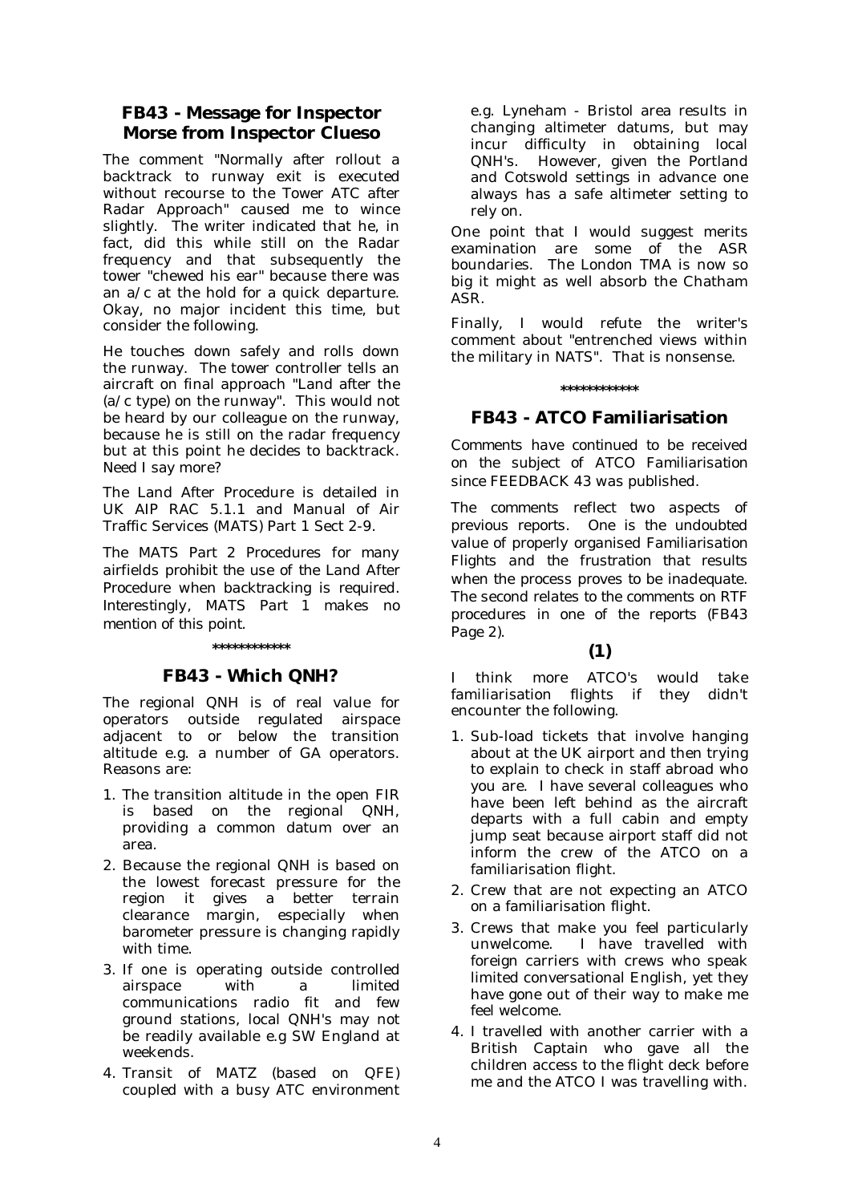## FB43 - Message for Inspector Morse from Inspector Clueso

The comment "Normally after rollout a backtrack to runway exit is executed without recourse to the Tower ATC after Radar Approach" caused me to wince slightly. The writer indicated that he, in fact, did this while still on the Radar frequency and that subsequently the tower "chewed his ear" because there was an a/c at the hold for a quick departure. Okay, no major incident this time, but consider the following.

He touches down safely and rolls down the runway. The tower controller tells an aircraft on final approach "Land after the (a/c type) on the runway". This would not be heard by our colleague on the runway, because he is still on the radar frequency but at this point he decides to backtrack. Need I say more?

The Land After Procedure is detailed in UK AIP RAC 5.1.1 and Manual of Air Traffic Services (MATS) Part 1 Sect 2-9.

The MATS Part 2 Procedures for many airfields prohibit the use of the Land After Procedure when backtracking is required. Interestingly, MATS Part 1 makes no mention of this point.

\*\*\*\*\*\*\*\*\*\*\*\*

## FB43 - Which QNH?

The regional QNH is of real value for operators outside regulated airspace adjacent to or below the transition altitude e.g. a number of GA operators. Reasons are:

1. The transition altitude in the open FIR is based on the regional QNH, providing a common datum over an area.
2. Because the regional QNH is based on the lowest forecast pressure for the region it gives a better terrain clearance margin, especially when barometer pressure is changing rapidly with time.
3. If one is operating outside controlled airspace with a limited communications radio fit and few ground stations, local QNH's may not be readily available e.g SW England at weekends.
4. Transit of MATZ (based on QFE) coupled with a busy ATC environment e.g. Lyneham - Bristol area results in changing altimeter datums, but may incur difficulty in obtaining local QNH's. However, given the Portland and Cotswold settings in advance one always has a safe altimeter setting to rely on.

One point that I would suggest merits examination are some of the ASR boundaries. The London TMA is now so big it might as well absorb the Chatham ASR.

Finally, I would refute the writer's comment about "entrenched views within the military in NATS". That is nonsense.

\*\*\*\*\*\*\*\*\*\*\*\*

## FB43 - ATCO Familiarisation

Comments have continued to be received on the subject of ATCO Familiarisation since FEEDBACK 43 was published.

The comments reflect two aspects of previous reports. One is the undoubted value of properly organised Familiarisation Flights and the frustration that results when the process proves to be inadequate. The second relates to the comments on RTF procedures in one of the reports (FB43 Page 2).

### (1)

I think more ATCO's would take familiarisation flights if they didn't encounter the following.

1. Sub-load tickets that involve hanging about at the UK airport and then trying to explain to check in staff abroad who you are. I have several colleagues who have been left behind as the aircraft departs with a full cabin and empty jump seat because airport staff did not inform the crew of the ATCO on a familiarisation flight.
2. Crew that are not expecting an ATCO on a familiarisation flight.
3. Crews that make you feel particularly unwelcome. I have travelled with foreign carriers with crews who speak limited conversational English, yet they have gone out of their way to make me feel welcome.
4. I travelled with another carrier with a British Captain who gave all the children access to the flight deck before me and the ATCO I was travelling with.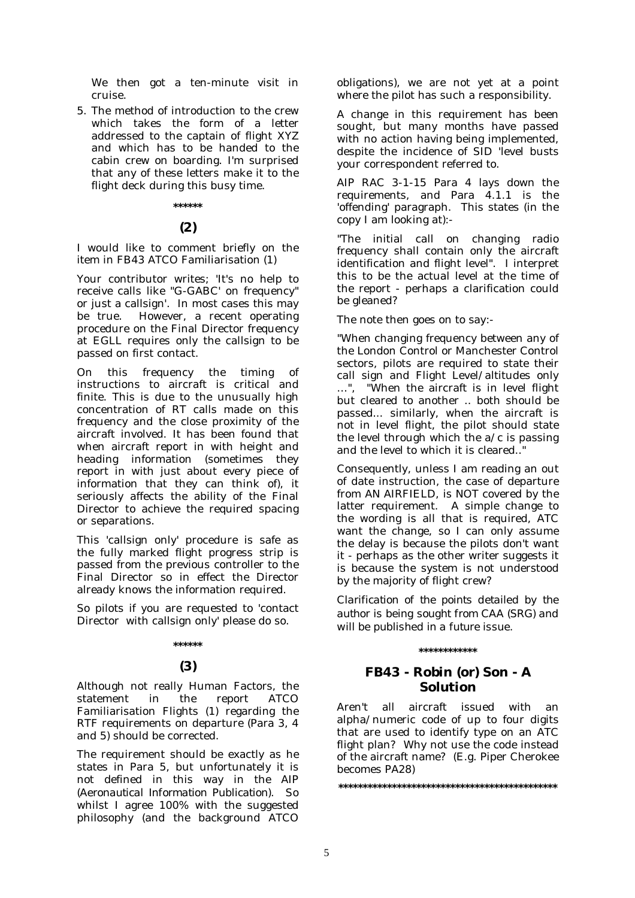We then got a ten-minute visit in cruise.

5. The method of introduction to the crew which takes the form of a letter addressed to the captain of flight XYZ and which has to be handed to the cabin crew on boarding. I'm surprised that any of these letters make it to the flight deck during this busy time.

******

### (2)

I would like to comment briefly on the item in FB43 ATCO Familiarisation (1)

Your contributor writes; 'It's no help to receive calls like "G-GABC' on frequency" or just a callsign'. In most cases this may be true. However, a recent operating procedure on the Final Director frequency at EGLL requires only the callsign to be passed on first contact.

On this frequency the timing of instructions to aircraft is critical and finite. This is due to the unusually high concentration of RT calls made on this frequency and the close proximity of the aircraft involved. It has been found that when aircraft report in with height and heading information (sometimes they report in with just about every piece of information that they can think of), it seriously affects the ability of the Final Director to achieve the required spacing or separations.

This 'callsign only' procedure is safe as the fully marked flight progress strip is passed from the previous controller to the Final Director so in effect the Director already knows the information required.

So pilots if you are requested to 'contact Director with callsign only' please do so.

******

### (3)

Although not really Human Factors, the statement in the report ATCO Familiarisation Flights (1) regarding the RTF requirements on departure (Para 3, 4 and 5) should be corrected.

The requirement should be exactly as he states in Para 5, but unfortunately it is not defined in this way in the AIP (Aeronautical Information Publication). So whilst I agree 100% with the suggested philosophy (and the background ATCO obligations), we are not yet at a point where the pilot has such a responsibility.

A change in this requirement has been sought, but many months have passed with no action having being implemented, despite the incidence of SID 'level busts your correspondent referred to.

AIP RAC 3-1-15 Para 4 lays down the requirements, and Para 4.1.1 is the 'offending' paragraph. This states (in the copy I am looking at):-

"The initial call on changing radio frequency shall contain only the aircraft identification and flight level". I interpret this to be the actual level at the time of the report - perhaps a clarification could be gleaned?

The note then goes on to say:-

"When changing frequency between any of the London Control or Manchester Control sectors, pilots are required to state their call sign and Flight Level/altitudes only ...", "When the aircraft is in level flight but cleared to another .. both should be passed... similarly, when the aircraft is not in level flight, the pilot should state the level through which the a/c is passing and the level to which it is cleared.."

Consequently, unless I am reading an out of date instruction, the case of departure from AN AIRFIELD, is NOT covered by the latter requirement. A simple change to the wording is all that is required, ATC want the change, so I can only assume the delay is because the pilots don't want it - perhaps as the other writer suggests it is because the system is not understood by the majority of flight crew?

Clarification of the points detailed by the author is being sought from CAA (SRG) and will be published in a future issue.

************

## FB43 - Robin (or) Son - A Solution

Aren't all aircraft issued with an alpha/numeric code of up to four digits that are used to identify type on an ATC flight plan? Why not use the code instead of the aircraft name? (E.g. Piper Cherokee becomes PA28)

**********************************************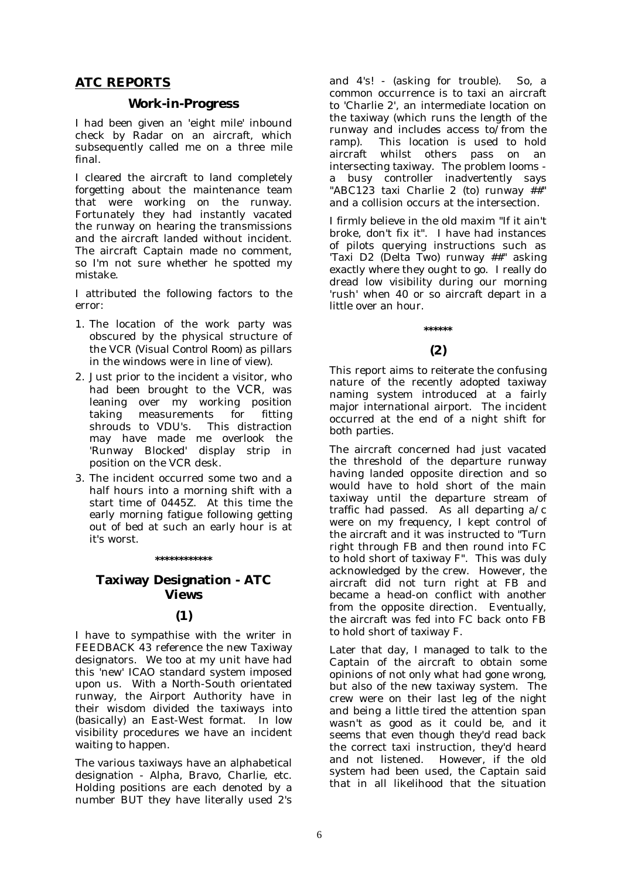## ATC REPORTS

### Work-in-Progress

I had been given an 'eight mile' inbound check by Radar on an aircraft, which subsequently called me on a three mile final.

I cleared the aircraft to land completely forgetting about the maintenance team that were working on the runway. Fortunately they had instantly vacated the runway on hearing the transmissions and the aircraft landed without incident. The aircraft Captain made no comment, so I'm not sure whether he spotted my mistake.

I attributed the following factors to the error:

1. The location of the work party was obscured by the physical structure of the VCR (Visual Control Room) as pillars in the windows were in line of view).
2. Just prior to the incident a visitor, who had been brought to the VCR, was leaning over my working position taking measurements for fitting shrouds to VDU's. This distraction may have made me overlook the 'Runway Blocked' display strip in position on the VCR desk.
3. The incident occurred some two and a half hours into a morning shift with a start time of 0445Z. At this time the early morning fatigue following getting out of bed at such an early hour is at it's worst.

\*\*\*\*\*\*\*\*\*\*\*\*

### Taxiway Designation - ATC Views

#### (1)

I have to sympathise with the writer in FEEDBACK 43 reference the new Taxiway designators. We too at my unit have had this 'new' ICAO standard system imposed upon us. With a North-South orientated runway, the Airport Authority have in their wisdom divided the taxiways into (basically) an East-West format. In low visibility procedures we have an incident waiting to happen.

The various taxiways have an alphabetical designation - Alpha, Bravo, Charlie, etc. Holding positions are each denoted by a number BUT they have literally used 2's and 4's! - (asking for trouble). So, a common occurrence is to taxi an aircraft to 'Charlie 2', an intermediate location on the taxiway (which runs the length of the runway and includes access to/from the ramp). This location is used to hold aircraft whilst others pass on an intersecting taxiway. The problem looms - a busy controller inadvertently says "ABC123 taxi Charlie 2 (to) runway ##" and a collision occurs at the intersection.

I firmly believe in the old maxim "If it ain't broke, don't fix it". I have had instances of pilots querying instructions such as 'Taxi D2 (Delta Two) runway ##' asking exactly where they ought to go. I really do dread low visibility during our morning 'rush' when 40 or so aircraft depart in a little over an hour.

\*\*\*\*\*\*

#### (2)

This report aims to reiterate the confusing nature of the recently adopted taxiway naming system introduced at a fairly major international airport. The incident occurred at the end of a night shift for both parties.

The aircraft concerned had just vacated the threshold of the departure runway having landed opposite direction and so would have to hold short of the main taxiway until the departure stream of traffic had passed. As all departing a/c were on my frequency, I kept control of the aircraft and it was instructed to "Turn right through FB and then round into FC to hold short of taxiway F". This was duly acknowledged by the crew. However, the aircraft did not turn right at FB and became a head-on conflict with another from the opposite direction. Eventually, the aircraft was fed into FC back onto FB to hold short of taxiway F.

Later that day, I managed to talk to the Captain of the aircraft to obtain some opinions of not only what had gone wrong, but also of the new taxiway system. The crew were on their last leg of the night and being a little tired the attention span wasn't as good as it could be, and it seems that even though they'd read back the correct taxi instruction, they'd heard and not listened. However, if the old system had been used, the Captain said that in all likelihood that the situation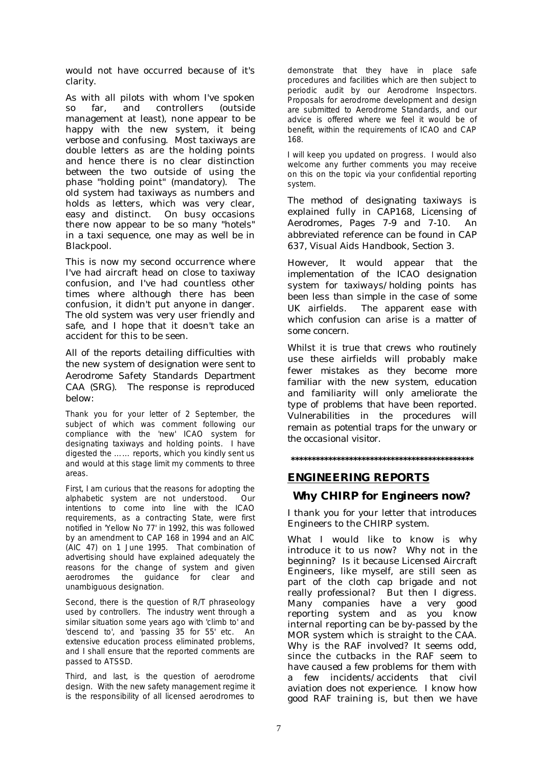would not have occurred because of it's clarity.

As with all pilots with whom I've spoken so far, and controllers (outside management at least), none appear to be happy with the new system, it being verbose and confusing. Most taxiways are double letters as are the holding points and hence there is no clear distinction between the two outside of using the phase "holding point" (mandatory). The old system had taxiways as numbers and holds as letters, which was very clear, easy and distinct. On busy occasions there now appear to be so many "hotels" in a taxi sequence, one may as well be in Blackpool.

This is now my second occurrence where I've had aircraft head on close to taxiway confusion, and I've had countless other times where although there has been confusion, it didn't put anyone in danger. The old system was very user friendly and safe, and I hope that it doesn't take an accident for this to be seen.

All of the reports detailing difficulties with the new system of designation were sent to Aerodrome Safety Standards Department CAA (SRG). The response is reproduced below:

Thank you for your letter of 2 September, the subject of which was comment following our compliance with the 'new' ICAO system for designating taxiways and holding points. I have digested the …… reports, which you kindly sent us and would at this stage limit my comments to three areas.

First, I am curious that the reasons for adopting the alphabetic system are not understood. Our intentions to come into line with the ICAO requirements, as a contracting State, were first notified in 'Yellow No 77' in 1992, this was followed by an amendment to CAP 168 in 1994 and an AIC (AIC 47) on 1 June 1995. That combination of advertising should have explained adequately the reasons for the change of system and given aerodromes the guidance for clear and unambiguous designation.

Second, there is the question of R/T phraseology used by controllers. The industry went through a similar situation some years ago with 'climb to' and 'descend to', and 'passing 35 for 55' etc. An extensive education process eliminated problems, and I shall ensure that the reported comments are passed to ATSSD.

Third, and last, is the question of aerodrome design. With the new safety management regime it is the responsibility of all licensed aerodromes to demonstrate that they have in place safe procedures and facilities which are then subject to periodic audit by our Aerodrome Inspectors. Proposals for aerodrome development and design are submitted to Aerodrome Standards, and our advice is offered where we feel it would be of benefit, within the requirements of ICAO and CAP 168.

I will keep you updated on progress. I would also welcome any further comments you may receive on this on the topic via your confidential reporting system.

The method of designating taxiways is explained fully in CAP168, Licensing of Aerodromes, Pages 7-9 and 7-10. An abbreviated reference can be found in CAP 637, Visual Aids Handbook, Section 3.

However, It would appear that the implementation of the ICAO designation system for taxiways/holding points has been less than simple in the case of some UK airfields. The apparent ease with which confusion can arise is a matter of some concern.

Whilst it is true that crews who routinely use these airfields will probably make fewer mistakes as they become more familiar with the new system, education and familiarity will only ameliorate the type of problems that have been reported. Vulnerabilities in the procedures will remain as potential traps for the unwary or the occasional visitor.

\*\*\*\*\*\*\*\*\*\*\*\*\*\*\*\*\*\*\*\*\*\*\*\*\*\*\*\*\*\*\*\*\*\*\*\*\*\*\*\*\*\*\*\*\*\*

## ENGINEERING REPORTS

### Why CHIRP for Engineers now?

I thank you for your letter that introduces Engineers to the CHIRP system.

What I would like to know is why introduce it to us now? Why not in the beginning? Is it because Licensed Aircraft Engineers, like myself, are still seen as part of the cloth cap brigade and not really professional? But then I digress. Many companies have a very good reporting system and as you know internal reporting can be by-passed by the MOR system which is straight to the CAA. Why is the RAF involved? It seems odd, since the cutbacks in the RAF seem to have caused a few problems for them with a few incidents/accidents that civil aviation does not experience. I know how good RAF training is, but then we have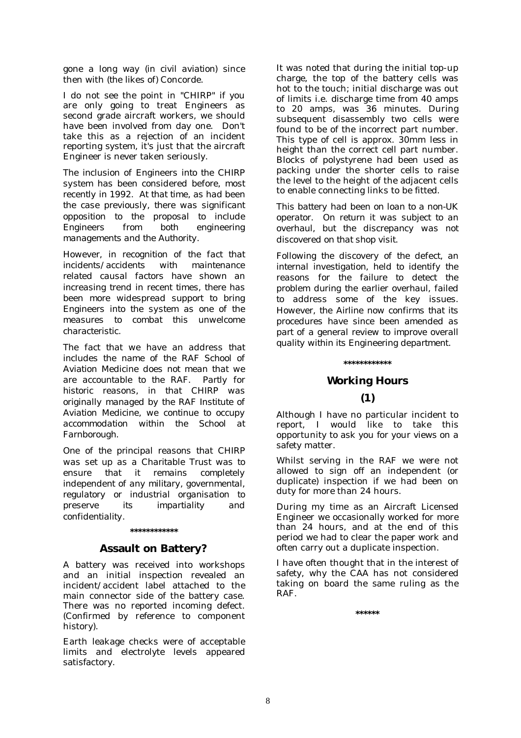gone a long way (in civil aviation) since then with (the likes of) Concorde.

I do not see the point in "CHIRP" if you are only going to treat Engineers as second grade aircraft workers, we should have been involved from day one. Don't take this as a rejection of an incident reporting system, it's just that the aircraft Engineer is never taken seriously.

The inclusion of Engineers into the CHIRP system has been considered before, most recently in 1992. At that time, as had been the case previously, there was significant opposition to the proposal to include Engineers from both engineering managements and the Authority.

However, in recognition of the fact that incidents/accidents with maintenance related causal factors have shown an increasing trend in recent times, there has been more widespread support to bring Engineers into the system as one of the measures to combat this unwelcome characteristic.

The fact that we have an address that includes the name of the RAF School of Aviation Medicine does not mean that we are accountable to the RAF. Partly for historic reasons, in that CHIRP was originally managed by the RAF Institute of Aviation Medicine, we continue to occupy accommodation within the School at Farnborough.

One of the principal reasons that CHIRP was set up as a Charitable Trust was to ensure that it remains completely independent of any military, governmental, regulatory or industrial organisation to preserve its impartiality and confidentiality.

************

## Assault on Battery?

A battery was received into workshops and an initial inspection revealed an incident/accident label attached to the main connector side of the battery case. There was no reported incoming defect. (Confirmed by reference to component history).

Earth leakage checks were of acceptable limits and electrolyte levels appeared satisfactory.

It was noted that during the initial top-up charge, the top of the battery cells was hot to the touch; initial discharge was out of limits i.e. discharge time from 40 amps to 20 amps, was 36 minutes. During subsequent disassembly two cells were found to be of the incorrect part number. This type of cell is approx. 30mm less in height than the correct cell part number. Blocks of polystyrene had been used as packing under the shorter cells to raise the level to the height of the adjacent cells to enable connecting links to be fitted.

This battery had been on loan to a non-UK operator. On return it was subject to an overhaul, but the discrepancy was not discovered on that shop visit.

Following the discovery of the defect, an internal investigation, held to identify the reasons for the failure to detect the problem during the earlier overhaul, failed to address some of the key issues. However, the Airline now confirms that its procedures have since been amended as part of a general review to improve overall quality within its Engineering department.

************

## Working Hours

## (1)

Although I have no particular incident to report, I would like to take this opportunity to ask you for your views on a safety matter.

Whilst serving in the RAF we were not allowed to sign off an independent (or duplicate) inspection if we had been on duty for more than 24 hours.

During my time as an Aircraft Licensed Engineer we occasionally worked for more than 24 hours, and at the end of this period we had to clear the paper work and often carry out a duplicate inspection.

I have often thought that in the interest of safety, why the CAA has not considered taking on board the same ruling as the RAF.

******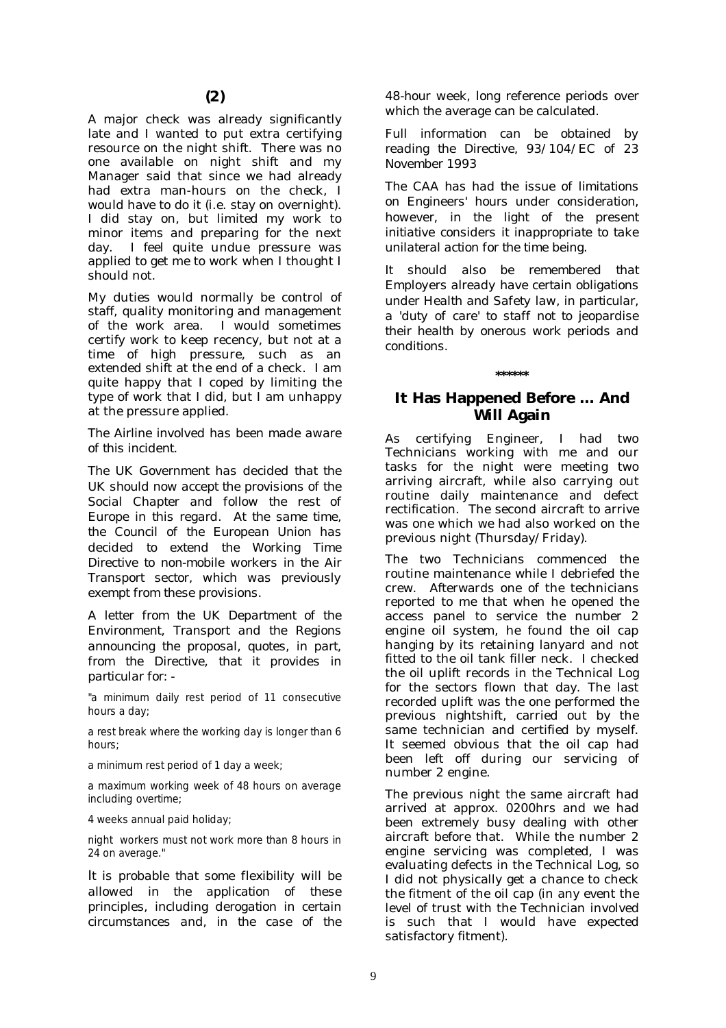## (2)

A major check was already significantly late and I wanted to put extra certifying resource on the night shift. There was no one available on night shift and my Manager said that since we had already had extra man-hours on the check, I would have to do it (i.e. stay on overnight). I did stay on, but limited my work to minor items and preparing for the next day. I feel quite undue pressure was applied to get me to work when I thought I should not.

My duties would normally be control of staff, quality monitoring and management of the work area. I would sometimes certify work to keep recency, but not at a time of high pressure, such as an extended shift at the end of a check. I am quite happy that I coped by limiting the type of work that I did, but I am unhappy at the pressure applied.

The Airline involved has been made aware of this incident.

The UK Government has decided that the UK should now accept the provisions of the Social Chapter and follow the rest of Europe in this regard. At the same time, the Council of the European Union has decided to extend the Working Time Directive to non-mobile workers in the Air Transport sector, which was previously exempt from these provisions.

A letter from the UK Department of the Environment, Transport and the Regions announcing the proposal, quotes, in part, from the Directive, that it provides in particular for: -

"a minimum daily rest period of 11 consecutive hours a day;

a rest break where the working day is longer than 6 hours;

a minimum rest period of 1 day a week;

a maximum working week of 48 hours on average including overtime;

4 weeks annual paid holiday;

night workers must not work more than 8 hours in 24 on average."

It is probable that some flexibility will be allowed in the application of these principles, including derogation in certain circumstances and, in the case of the 48-hour week, long reference periods over which the average can be calculated.

Full information can be obtained by reading the Directive, 93/104/EC of 23 November 1993

The CAA has had the issue of limitations on Engineers' hours under consideration, however, in the light of the present initiative considers it inappropriate to take unilateral action for the time being.

It should also be remembered that Employers already have certain obligations under Health and Safety law, in particular, a 'duty of care' to staff not to jeopardise their health by onerous work periods and conditions.

\*\*\*\*\*\*

## It Has Happened Before … And Will Again

As certifying Engineer, I had two Technicians working with me and our tasks for the night were meeting two arriving aircraft, while also carrying out routine daily maintenance and defect rectification. The second aircraft to arrive was one which we had also worked on the previous night (Thursday/Friday).

The two Technicians commenced the routine maintenance while I debriefed the crew. Afterwards one of the technicians reported to me that when he opened the access panel to service the number 2 engine oil system, he found the oil cap hanging by its retaining lanyard and not fitted to the oil tank filler neck. I checked the oil uplift records in the Technical Log for the sectors flown that day. The last recorded uplift was the one performed the previous nightshift, carried out by the same technician and certified by myself. It seemed obvious that the oil cap had been left off during our servicing of number 2 engine.

The previous night the same aircraft had arrived at approx. 0200hrs and we had been extremely busy dealing with other aircraft before that. While the number 2 engine servicing was completed, I was evaluating defects in the Technical Log, so I did not physically get a chance to check the fitment of the oil cap (in any event the level of trust with the Technician involved is such that I would have expected satisfactory fitment).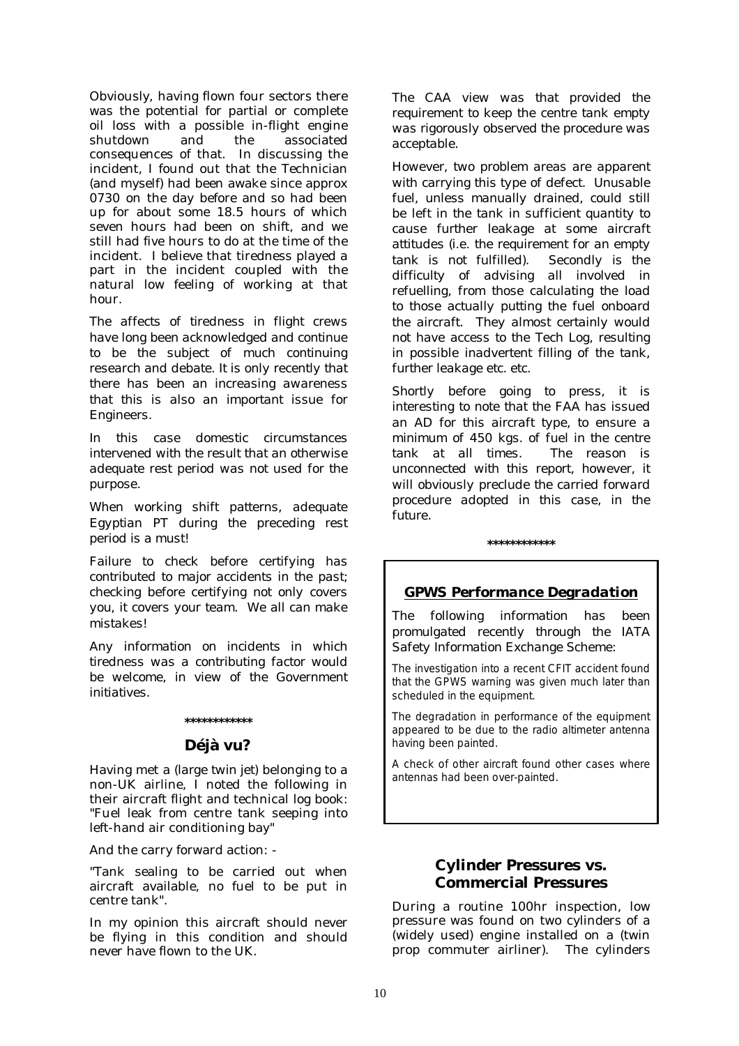Obviously, having flown four sectors there was the potential for partial or complete oil loss with a possible in-flight engine shutdown and the associated consequences of that. In discussing the incident, I found out that the Technician (and myself) had been awake since approx 0730 on the day before and so had been up for about some 18.5 hours of which seven hours had been on shift, and we still had five hours to do at the time of the incident. I believe that tiredness played a part in the incident coupled with the natural low feeling of working at that hour.

The affects of tiredness in flight crews have long been acknowledged and continue to be the subject of much continuing research and debate. It is only recently that there has been an increasing awareness that this is also an important issue for Engineers.

In this case domestic circumstances intervened with the result that an otherwise adequate rest period was not used for the purpose.

When working shift patterns, adequate Egyptian PT during the preceding rest period is a must!

Failure to check before certifying has contributed to major accidents in the past; checking before certifying not only covers you, it covers your team. We all can make mistakes!

Any information on incidents in which tiredness was a contributing factor would be welcome, in view of the Government initiatives.

\*\*\*\*\*\*\*\*\*\*\*\*

## Déjà vu?

Having met a (large twin jet) belonging to a non-UK airline, I noted the following in their aircraft flight and technical log book: "Fuel leak from centre tank seeping into left-hand air conditioning bay"

And the carry forward action: -

"Tank sealing to be carried out when aircraft available, no fuel to be put in centre tank".

In my opinion this aircraft should never be flying in this condition and should never have flown to the UK.

The CAA view was that provided the requirement to keep the centre tank empty was rigorously observed the procedure was acceptable.

However, two problem areas are apparent with carrying this type of defect. Unusable fuel, unless manually drained, could still be left in the tank in sufficient quantity to cause further leakage at some aircraft attitudes (i.e. the requirement for an empty tank is not fulfilled). Secondly is the difficulty of advising all involved in refuelling, from those calculating the load to those actually putting the fuel onboard the aircraft. They almost certainly would not have access to the Tech Log, resulting in possible inadvertent filling of the tank, further leakage etc. etc.

Shortly before going to press, it is interesting to note that the FAA has issued an AD for this aircraft type, to ensure a minimum of 450 kgs. of fuel in the centre tank at all times. The reason is unconnected with this report, however, it will obviously preclude the carried forward procedure adopted in this case, in the future.

\*\*\*\*\*\*\*\*\*\*\*\*

## GPWS Performance Degradation

The following information has been promulgated recently through the IATA Safety Information Exchange Scheme:

The investigation into a recent CFIT accident found that the GPWS warning was given much later than scheduled in the equipment.

The degradation in performance of the equipment appeared to be due to the radio altimeter antenna having been painted.

A check of other aircraft found other cases where antennas had been over-painted.

## Cylinder Pressures vs. Commercial Pressures

During a routine 100hr inspection, low pressure was found on two cylinders of a (widely used) engine installed on a (twin prop commuter airliner). The cylinders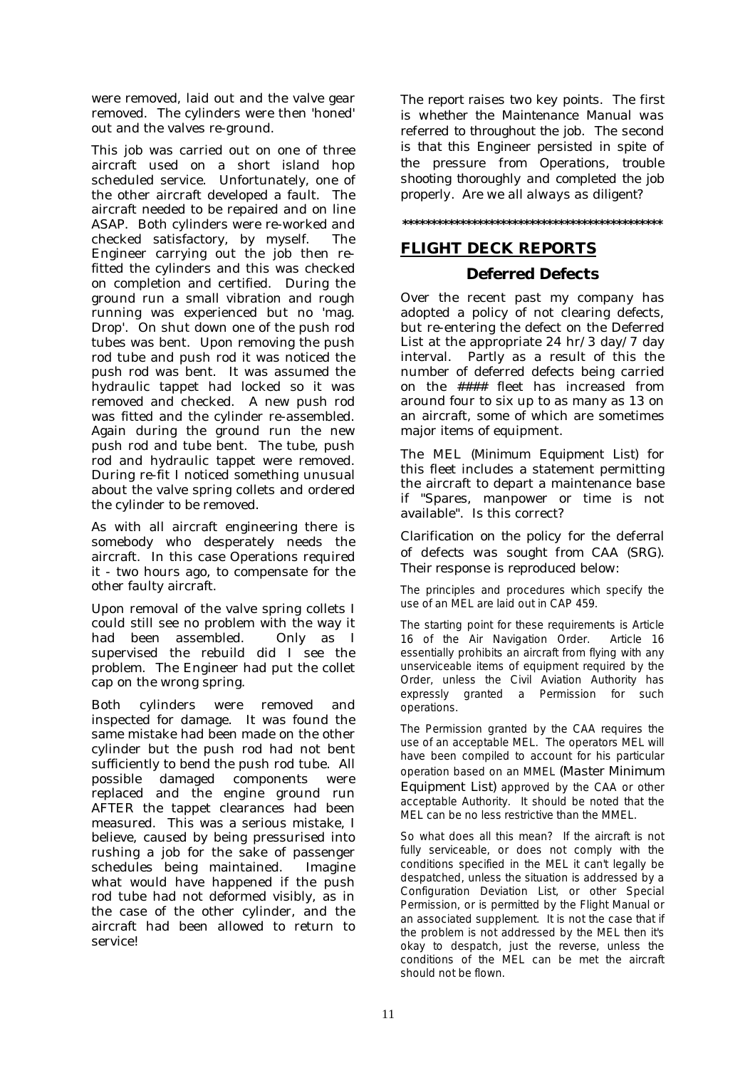were removed, laid out and the valve gear removed. The cylinders were then 'honed' out and the valves re-ground.

This job was carried out on one of three aircraft used on a short island hop scheduled service. Unfortunately, one of the other aircraft developed a fault. The aircraft needed to be repaired and on line ASAP. Both cylinders were re-worked and checked satisfactory, by myself. The Engineer carrying out the job then re-fitted the cylinders and this was checked on completion and certified. During the ground run a small vibration and rough running was experienced but no 'mag. Drop'. On shut down one of the push rod tubes was bent. Upon removing the push rod tube and push rod it was noticed the push rod was bent. It was assumed the hydraulic tappet had locked so it was removed and checked. A new push rod was fitted and the cylinder re-assembled. Again during the ground run the new push rod and tube bent. The tube, push rod and hydraulic tappet were removed. During re-fit I noticed something unusual about the valve spring collets and ordered the cylinder to be removed.

As with all aircraft engineering there is somebody who desperately needs the aircraft. In this case Operations required it - two hours ago, to compensate for the other faulty aircraft.

Upon removal of the valve spring collets I could still see no problem with the way it had been assembled. Only as I supervised the rebuild did I see the problem. The Engineer had put the collet cap on the wrong spring.

Both cylinders were removed and inspected for damage. It was found the same mistake had been made on the other cylinder but the push rod had not bent sufficiently to bend the push rod tube. All possible damaged components were replaced and the engine ground run AFTER the tappet clearances had been measured. This was a serious mistake, I believe, caused by being pressurised into rushing a job for the sake of passenger schedules being maintained. Imagine what would have happened if the push rod tube had not deformed visibly, as in the case of the other cylinder, and the aircraft had been allowed to return to service!

The report raises two key points. The first is whether the Maintenance Manual was referred to throughout the job. The second is that this Engineer persisted in spite of the pressure from Operations, trouble shooting thoroughly and completed the job properly. Are we all always as diligent?

\*\*\*\*\*\*\*\*\*\*\*\*\*\*\*\*\*\*\*\*\*\*\*\*\*\*\*\*\*\*\*\*\*\*\*\*\*\*\*\*\*\*\*\*\*\*

## FLIGHT DECK REPORTS

### Deferred Defects

Over the recent past my company has adopted a policy of not clearing defects, but re-entering the defect on the Deferred List at the appropriate 24 hr/3 day/7 day interval. Partly as a result of this the number of deferred defects being carried on the #### fleet has increased from around four to six up to as many as 13 on an aircraft, some of which are sometimes major items of equipment.

The MEL (Minimum Equipment List) for this fleet includes a statement permitting the aircraft to depart a maintenance base if "Spares, manpower or time is not available". Is this correct?

Clarification on the policy for the deferral of defects was sought from CAA (SRG). Their response is reproduced below:

The principles and procedures which specify the use of an MEL are laid out in CAP 459.

The starting point for these requirements is Article 16 of the Air Navigation Order. Article 16 essentially prohibits an aircraft from flying with any unserviceable items of equipment required by the Order, unless the Civil Aviation Authority has expressly granted a Permission for such operations.

The Permission granted by the CAA requires the use of an acceptable MEL. The operators MEL will have been compiled to account for his particular operation based on an MMEL (Master Minimum Equipment List) approved by the CAA or other acceptable Authority. It should be noted that the MEL can be no less restrictive than the MMEL.

So what does all this mean? If the aircraft is not fully serviceable, or does not comply with the conditions specified in the MEL it can't legally be despatched, unless the situation is addressed by a Configuration Deviation List, or other Special Permission, or is permitted by the Flight Manual or an associated supplement. It is not the case that if the problem is not addressed by the MEL then it's okay to despatch, just the reverse, unless the conditions of the MEL can be met the aircraft should not be flown.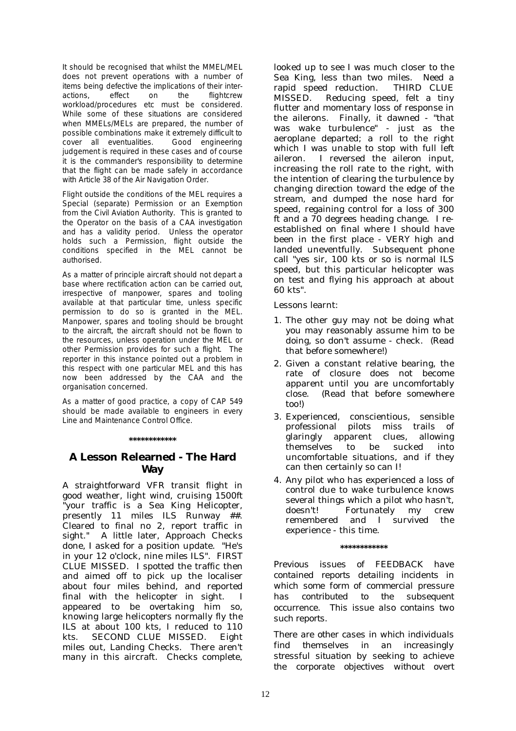It should be recognised that whilst the MMEL/MEL does not prevent operations with a number of items being defective the implications of their inter-actions, effect on the flightcrew workload/procedures etc must be considered. While some of these situations are considered when MMELs/MELs are prepared, the number of possible combinations make it extremely difficult to cover all eventualities. Good engineering judgement is required in these cases and of course it is the commander's responsibility to determine that the flight can be made safely in accordance with Article 38 of the Air Navigation Order.

Flight outside the conditions of the MEL requires a Special (separate) Permission or an Exemption from the Civil Aviation Authority. This is granted to the Operator on the basis of a CAA investigation and has a validity period. Unless the operator holds such a Permission, flight outside the conditions specified in the MEL cannot be authorised.

As a matter of principle aircraft should not depart a base where rectification action can be carried out, irrespective of manpower, spares and tooling available at that particular time, unless specific permission to do so is granted in the MEL. Manpower, spares and tooling should be brought to the aircraft, the aircraft should not be flown to the resources, unless operation under the MEL or other Permission provides for such a flight. The reporter in this instance pointed out a problem in this respect with one particular MEL and this has now been addressed by the CAA and the organisation concerned.

As a matter of good practice, a copy of CAP 549 should be made available to engineers in every Line and Maintenance Control Office.

************

## A Lesson Relearned - The Hard Way

A straightforward VFR transit flight in good weather, light wind, cruising 1500ft "your traffic is a Sea King Helicopter, presently 11 miles ILS Runway ##. Cleared to final no 2, report traffic in sight." A little later, Approach Checks done, I asked for a position update. "He's in your 12 o'clock, nine miles ILS". FIRST CLUE MISSED. I spotted the traffic then and aimed off to pick up the localiser about four miles behind, and reported final with the helicopter in sight. I appeared to be overtaking him so, knowing large helicopters normally fly the ILS at about 100 kts, I reduced to 110 kts. SECOND CLUE MISSED. Eight miles out, Landing Checks. There aren't many in this aircraft. Checks complete, looked up to see I was much closer to the Sea King, less than two miles. Need a rapid speed reduction. THIRD CLUE MISSED. Reducing speed, felt a tiny flutter and momentary loss of response in the ailerons. Finally, it dawned - "that was wake turbulence" - just as the aeroplane departed; a roll to the right which I was unable to stop with full left aileron. I reversed the aileron input, increasing the roll rate to the right, with the intention of clearing the turbulence by changing direction toward the edge of the stream, and dumped the nose hard for speed, regaining control for a loss of 300 ft and a 70 degrees heading change. I re-established on final where I should have been in the first place - VERY high and landed uneventfully. Subsequent phone call "yes sir, 100 kts or so is normal ILS speed, but this particular helicopter was on test and flying his approach at about 60 kts".

Lessons learnt:

1. The other guy may not be doing what you may reasonably assume him to be doing, so don't assume - check. (Read that before somewhere!)
2. Given a constant relative bearing, the rate of closure does not become apparent until you are uncomfortably close. (Read that before somewhere too!)
3. Experienced, conscientious, sensible professional pilots miss trails of glaringly apparent clues, allowing themselves to be sucked into uncomfortable situations, and if they can then certainly so can I!
4. Any pilot who has experienced a loss of control due to wake turbulence knows several things which a pilot who hasn't, doesn't! Fortunately my crew remembered and I survived the experience - this time.

************

Previous issues of FEEDBACK have contained reports detailing incidents in which some form of commercial pressure has contributed to the subsequent occurrence. This issue also contains two such reports.

There are other cases in which individuals find themselves in an increasingly stressful situation by seeking to achieve the corporate objectives without overt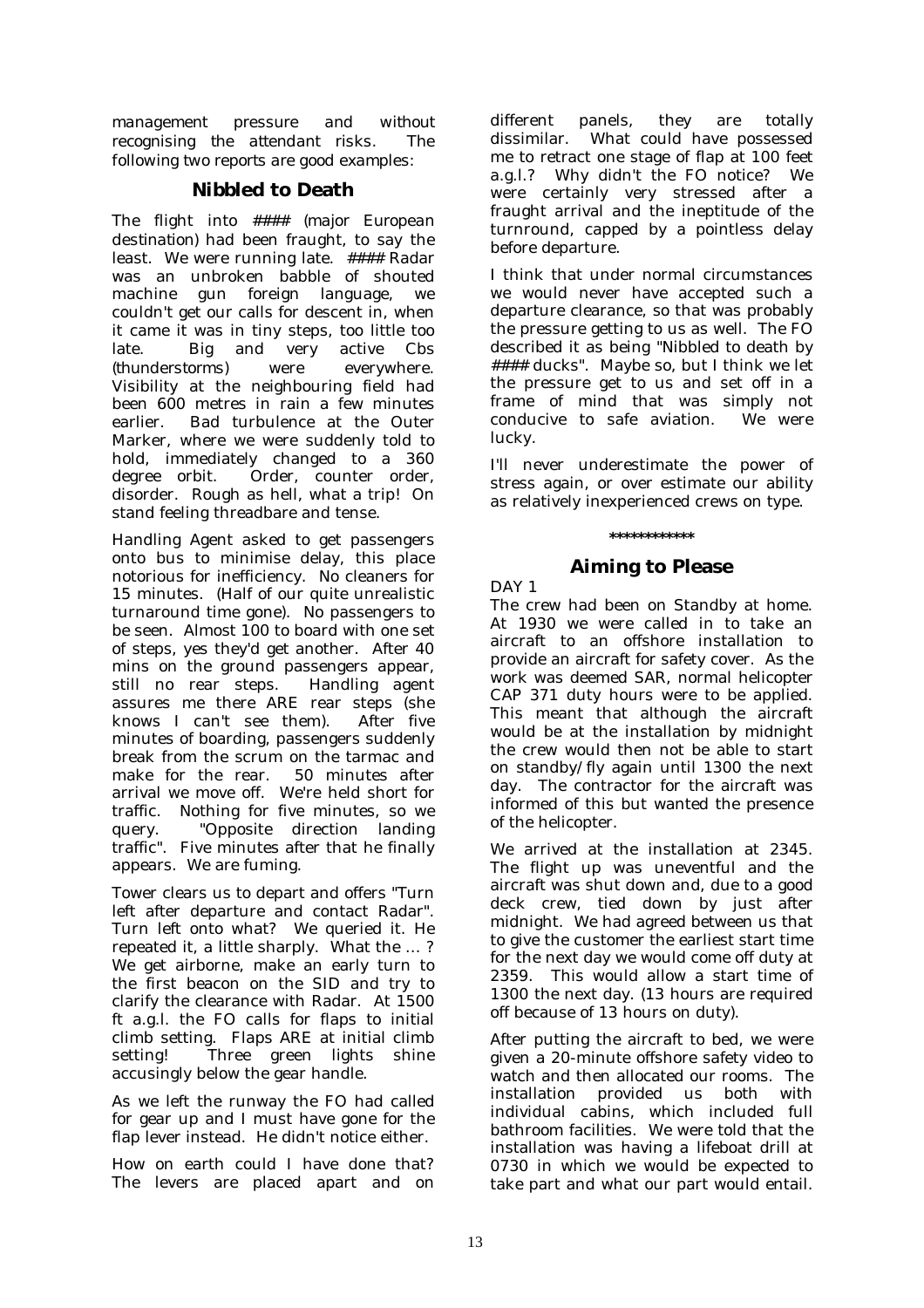management pressure and without recognising the attendant risks. The following two reports are good examples:

## Nibbled to Death

The flight into #### (major European destination) had been fraught, to say the least. We were running late. #### Radar was an unbroken babble of shouted machine gun foreign language, we couldn't get our calls for descent in, when it came it was in tiny steps, too little too late. Big and very active Cbs (thunderstorms) were everywhere. Visibility at the neighbouring field had been 600 metres in rain a few minutes earlier. Bad turbulence at the Outer Marker, where we were suddenly told to hold, immediately changed to a 360 degree orbit. Order, counter order, disorder. Rough as hell, what a trip! On stand feeling threadbare and tense.

Handling Agent asked to get passengers onto bus to minimise delay, this place notorious for inefficiency. No cleaners for 15 minutes. (Half of our quite unrealistic turnaround time gone). No passengers to be seen. Almost 100 to board with one set of steps, yes they'd get another. After 40 mins on the ground passengers appear, still no rear steps. Handling agent assures me there ARE rear steps (she knows I can't see them). After five minutes of boarding, passengers suddenly break from the scrum on the tarmac and make for the rear. 50 minutes after arrival we move off. We're held short for traffic. Nothing for five minutes, so we query. "Opposite direction landing traffic". Five minutes after that he finally appears. We are fuming.

Tower clears us to depart and offers "Turn left after departure and contact Radar". Turn left onto what? We queried it. He repeated it, a little sharply. What the … ? We get airborne, make an early turn to the first beacon on the SID and try to clarify the clearance with Radar. At 1500 ft a.g.l. the FO calls for flaps to initial climb setting. Flaps ARE at initial climb setting! Three green lights shine accusingly below the gear handle.

As we left the runway the FO had called for gear up and I must have gone for the flap lever instead. He didn't notice either.

How on earth could I have done that? The levers are placed apart and on different panels, they are totally dissimilar. What could have possessed me to retract one stage of flap at 100 feet a.g.l.? Why didn't the FO notice? We were certainly very stressed after a fraught arrival and the ineptitude of the turnround, capped by a pointless delay before departure.

I think that under normal circumstances we would never have accepted such a departure clearance, so that was probably the pressure getting to us as well. The FO described it as being "Nibbled to death by #### ducks". Maybe so, but I think we let the pressure get to us and set off in a frame of mind that was simply not conducive to safe aviation. We were lucky.

I'll never underestimate the power of stress again, or over estimate our ability as relatively inexperienced crews on type.

\*\*\*\*\*\*\*\*\*\*\*\*

## Aiming to Please

DAY 1

The crew had been on Standby at home. At 1930 we were called in to take an aircraft to an offshore installation to provide an aircraft for safety cover. As the work was deemed SAR, normal helicopter CAP 371 duty hours were to be applied. This meant that although the aircraft would be at the installation by midnight the crew would then not be able to start on standby/fly again until 1300 the next day. The contractor for the aircraft was informed of this but wanted the presence of the helicopter.

We arrived at the installation at 2345. The flight up was uneventful and the aircraft was shut down and, due to a good deck crew, tied down by just after midnight. We had agreed between us that to give the customer the earliest start time for the next day we would come off duty at 2359. This would allow a start time of 1300 the next day. (13 hours are required off because of 13 hours on duty).

After putting the aircraft to bed, we were given a 20-minute offshore safety video to watch and then allocated our rooms. The installation provided us both with individual cabins, which included full bathroom facilities. We were told that the installation was having a lifeboat drill at 0730 in which we would be expected to take part and what our part would entail.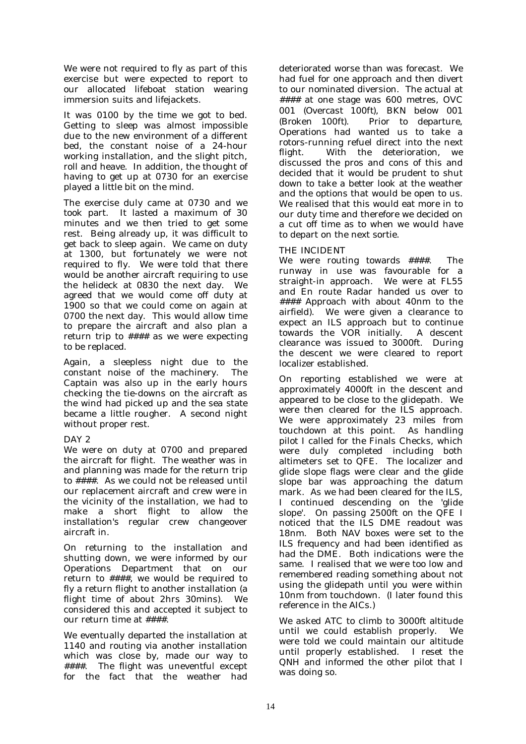We were not required to fly as part of this exercise but were expected to report to our allocated lifeboat station wearing immersion suits and lifejackets.

It was 0100 by the time we got to bed. Getting to sleep was almost impossible due to the new environment of a different bed, the constant noise of a 24-hour working installation, and the slight pitch, roll and heave. In addition, the thought of having to get up at 0730 for an exercise played a little bit on the mind.

The exercise duly came at 0730 and we took part. It lasted a maximum of 30 minutes and we then tried to get some rest. Being already up, it was difficult to get back to sleep again. We came on duty at 1300, but fortunately we were not required to fly. We were told that there would be another aircraft requiring to use the helideck at 0830 the next day. We agreed that we would come off duty at 1900 so that we could come on again at 0700 the next day. This would allow time to prepare the aircraft and also plan a return trip to #### as we were expecting to be replaced.

Again, a sleepless night due to the constant noise of the machinery. The Captain was also up in the early hours checking the tie-downs on the aircraft as the wind had picked up and the sea state became a little rougher. A second night without proper rest.

DAY 2

We were on duty at 0700 and prepared the aircraft for flight. The weather was in and planning was made for the return trip to ####. As we could not be released until our replacement aircraft and crew were in the vicinity of the installation, we had to make a short flight to allow the installation's regular crew changeover aircraft in.

On returning to the installation and shutting down, we were informed by our Operations Department that on our return to ####, we would be required to fly a return flight to another installation (a flight time of about 2hrs 30mins). We considered this and accepted it subject to our return time at ####.

We eventually departed the installation at 1140 and routing via another installation which was close by, made our way to ####. The flight was uneventful except for the fact that the weather had deteriorated worse than was forecast. We had fuel for one approach and then divert to our nominated diversion. The actual at #### at one stage was 600 metres, OVC 001 (Overcast 100ft), BKN below 001 (Broken 100ft). Prior to departure, Operations had wanted us to take a rotors-running refuel direct into the next flight. With the deterioration, we discussed the pros and cons of this and decided that it would be prudent to shut down to take a better look at the weather and the options that would be open to us. We realised that this would eat more in to our duty time and therefore we decided on a cut off time as to when we would have to depart on the next sortie.

THE INCIDENT

We were routing towards ####. The runway in use was favourable for a straight-in approach. We were at FL55 and En route Radar handed us over to #### Approach with about 40nm to the airfield). We were given a clearance to expect an ILS approach but to continue towards the VOR initially. A descent clearance was issued to 3000ft. During the descent we were cleared to report localizer established.

On reporting established we were at approximately 4000ft in the descent and appeared to be close to the glidepath. We were then cleared for the ILS approach. We were approximately 23 miles from touchdown at this point. As handling pilot I called for the Finals Checks, which were duly completed including both altimeters set to QFE. The localizer and glide slope flags were clear and the glide slope bar was approaching the datum mark. As we had been cleared for the ILS, I continued descending on the 'glide slope'. On passing 2500ft on the QFE I noticed that the ILS DME readout was 18nm. Both NAV boxes were set to the ILS frequency and had been identified as had the DME. Both indications were the same. I realised that we were too low and remembered reading something about not using the glidepath until you were within 10nm from touchdown. (I later found this reference in the AICs.)

We asked ATC to climb to 3000ft altitude until we could establish properly. We were told we could maintain our altitude until properly established. I reset the QNH and informed the other pilot that I was doing so.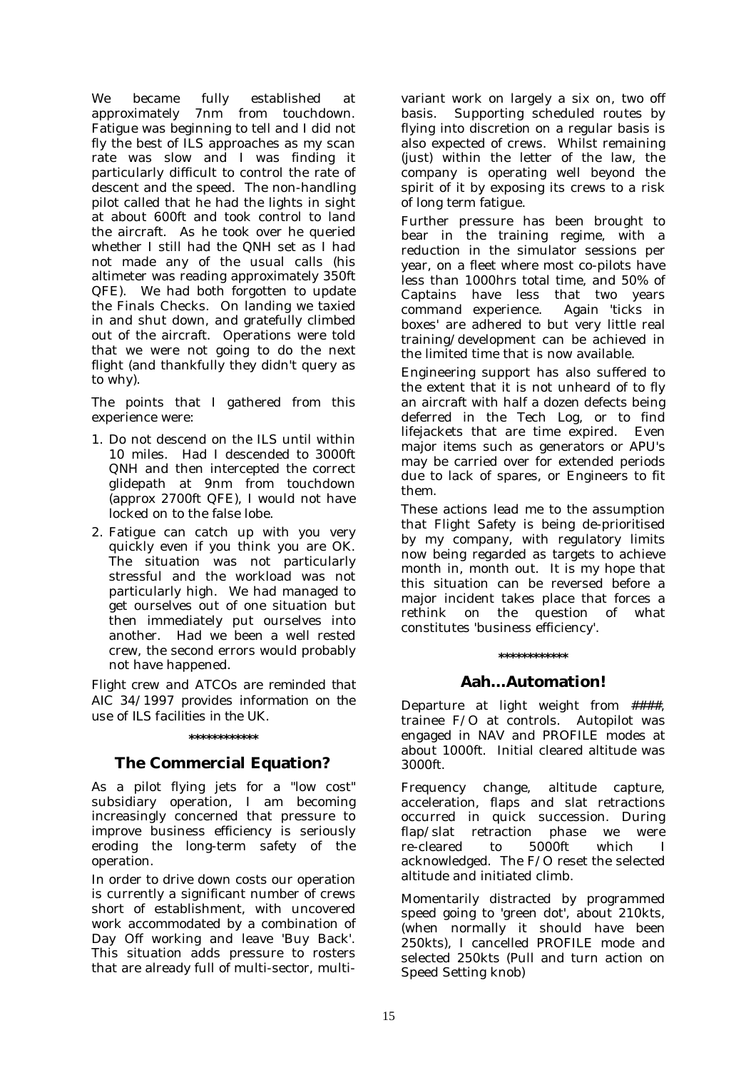We became fully established at approximately 7nm from touchdown. Fatigue was beginning to tell and I did not fly the best of ILS approaches as my scan rate was slow and I was finding it particularly difficult to control the rate of descent and the speed. The non-handling pilot called that he had the lights in sight at about 600ft and took control to land the aircraft. As he took over he queried whether I still had the QNH set as I had not made any of the usual calls (his altimeter was reading approximately 350ft QFE). We had both forgotten to update the Finals Checks. On landing we taxied in and shut down, and gratefully climbed out of the aircraft. Operations were told that we were not going to do the next flight (and thankfully they didn't query as to why).

The points that I gathered from this experience were:

1. Do not descend on the ILS until within 10 miles. Had I descended to 3000ft QNH and then intercepted the correct glidepath at 9nm from touchdown (approx 2700ft QFE), I would not have locked on to the false lobe.
2. Fatigue can catch up with you very quickly even if you think you are OK. The situation was not particularly stressful and the workload was not particularly high. We had managed to get ourselves out of one situation but then immediately put ourselves into another. Had we been a well rested crew, the second errors would probably not have happened.

Flight crew and ATCOs are reminded that AIC 34/1997 provides information on the use of ILS facilities in the UK.

************

## The Commercial Equation?

As a pilot flying jets for a "low cost" subsidiary operation, I am becoming increasingly concerned that pressure to improve business efficiency is seriously eroding the long-term safety of the operation.

In order to drive down costs our operation is currently a significant number of crews short of establishment, with uncovered work accommodated by a combination of Day Off working and leave 'Buy Back'. This situation adds pressure to rosters that are already full of multi-sector, multi-variant work on largely a six on, two off basis. Supporting scheduled routes by flying into discretion on a regular basis is also expected of crews. Whilst remaining (just) within the letter of the law, the company is operating well beyond the spirit of it by exposing its crews to a risk of long term fatigue.

Further pressure has been brought to bear in the training regime, with a reduction in the simulator sessions per year, on a fleet where most co-pilots have less than 1000hrs total time, and 50% of Captains have less that two years command experience. Again 'ticks in boxes' are adhered to but very little real training/development can be achieved in the limited time that is now available.

Engineering support has also suffered to the extent that it is not unheard of to fly an aircraft with half a dozen defects being deferred in the Tech Log, or to find lifejackets that are time expired. Even major items such as generators or APU's may be carried over for extended periods due to lack of spares, or Engineers to fit them.

These actions lead me to the assumption that Flight Safety is being de-prioritised by my company, with regulatory limits now being regarded as targets to achieve month in, month out. It is my hope that this situation can be reversed before a major incident takes place that forces a rethink on the question of what constitutes 'business efficiency'.

************

## Aah…Automation!

Departure at light weight from ####, trainee F/O at controls. Autopilot was engaged in NAV and PROFILE modes at about 1000ft. Initial cleared altitude was 3000ft.

Frequency change, altitude capture, acceleration, flaps and slat retractions occurred in quick succession. During flap/slat retraction phase we were re-cleared to 5000ft which I acknowledged. The F/O reset the selected altitude and initiated climb.

Momentarily distracted by programmed speed going to 'green dot', about 210kts, (when normally it should have been 250kts), I cancelled PROFILE mode and selected 250kts (Pull and turn action on Speed Setting knob)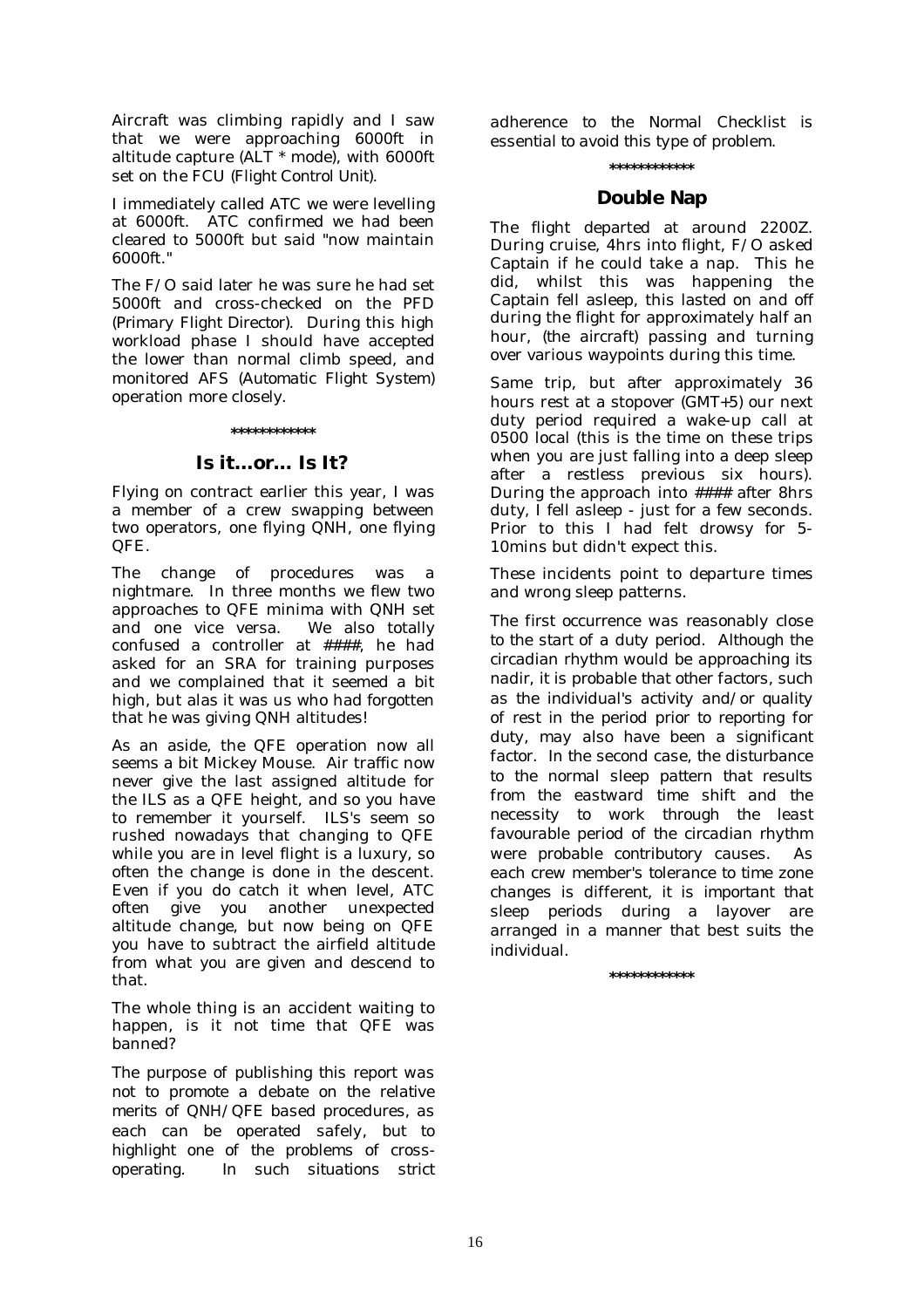Aircraft was climbing rapidly and I saw that we were approaching 6000ft in altitude capture (ALT * mode), with 6000ft set on the FCU (Flight Control Unit).

I immediately called ATC we were levelling at 6000ft. ATC confirmed we had been cleared to 5000ft but said "now maintain 6000ft."

The F/O said later he was sure he had set 5000ft and cross-checked on the PFD (Primary Flight Director). During this high workload phase I should have accepted the lower than normal climb speed, and monitored AFS (Automatic Flight System) operation more closely.

************

## Is it...or... Is It?

Flying on contract earlier this year, I was a member of a crew swapping between two operators, one flying QNH, one flying QFE.

The change of procedures was a nightmare. In three months we flew two approaches to QFE minima with QNH set and one vice versa. We also totally confused a controller at ####, he had asked for an SRA for training purposes and we complained that it seemed a bit high, but alas it was us who had forgotten that he was giving QNH altitudes!

As an aside, the QFE operation now all seems a bit Mickey Mouse. Air traffic now never give the last assigned altitude for the ILS as a QFE height, and so you have to remember it yourself. ILS's seem so rushed nowadays that changing to QFE while you are in level flight is a luxury, so often the change is done in the descent. Even if you do catch it when level, ATC often give you another unexpected altitude change, but now being on QFE you have to subtract the airfield altitude from what you are given and descend to that.

The whole thing is an accident waiting to happen, is it not time that QFE was banned?

The purpose of publishing this report was not to promote a debate on the relative merits of QNH/QFE based procedures, as each can be operated safely, but to highlight one of the problems of cross-operating. In such situations strict adherence to the Normal Checklist is essential to avoid this type of problem.

************

## Double Nap

The flight departed at around 2200Z. During cruise, 4hrs into flight, F/O asked Captain if he could take a nap. This he did, whilst this was happening the Captain fell asleep, this lasted on and off during the flight for approximately half an hour, (the aircraft) passing and turning over various waypoints during this time.

Same trip, but after approximately 36 hours rest at a stopover (GMT+5) our next duty period required a wake-up call at 0500 local (this is the time on these trips when you are just falling into a deep sleep after a restless previous six hours). During the approach into #### after 8hrs duty, I fell asleep - just for a few seconds. Prior to this I had felt drowsy for 5-10mins but didn't expect this.

These incidents point to departure times and wrong sleep patterns.

The first occurrence was reasonably close to the start of a duty period. Although the circadian rhythm would be approaching its nadir, it is probable that other factors, such as the individual's activity and/or quality of rest in the period prior to reporting for duty, may also have been a significant factor. In the second case, the disturbance to the normal sleep pattern that results from the eastward time shift and the necessity to work through the least favourable period of the circadian rhythm were probable contributory causes. As each crew member's tolerance to time zone changes is different, it is important that sleep periods during a layover are arranged in a manner that best suits the individual.

************